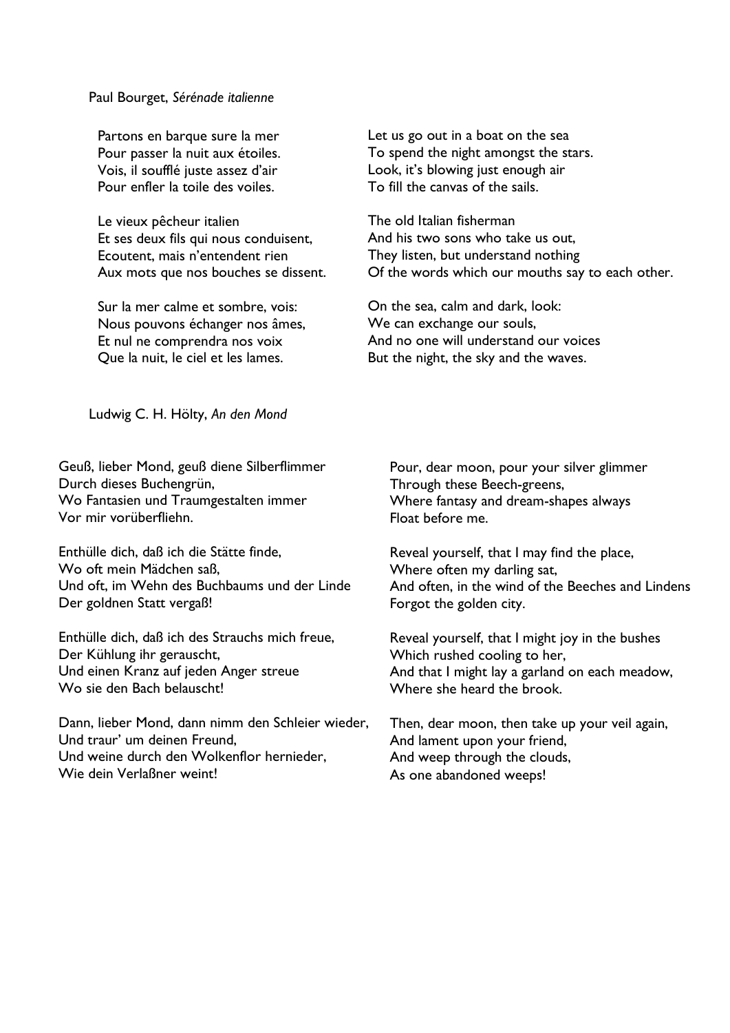Paul Bourget, *Sérénade italienne*

Partons en barque sure la mer
Pour passer la nuit aux étoiles.
Vois, il soufflé juste assez d'air
Pour enfler la toile des voiles.

Let us go out in a boat on the sea
To spend the night amongst the stars.
Look, it's blowing just enough air
To fill the canvas of the sails.

Le vieux pêcheur italien
Et ses deux fils qui nous conduisent,
Ecoutent, mais n'entendent rien
Aux mots que nos bouches se dissent.

The old Italian fisherman
And his two sons who take us out,
They listen, but understand nothing
Of the words which our mouths say to each other.

Sur la mer calme et sombre, vois:
Nous pouvons échanger nos âmes,
Et nul ne comprendra nos voix
Que la nuit, le ciel et les lames.

On the sea, calm and dark, look:
We can exchange our souls,
And no one will understand our voices
But the night, the sky and the waves.

Ludwig C. H. Hölty, *An den Mond*

Geuß, lieber Mond, geuß diene Silberflimmer
Durch dieses Buchengrün,
Wo Fantasien und Traumgestalten immer
Vor mir vorüberfliehn.

Pour, dear moon, pour your silver glimmer
Through these Beech-greens,
Where fantasy and dream-shapes always
Float before me.

Enthülle dich, daß ich die Stätte finde,
Wo oft mein Mädchen saß,
Und oft, im Wehn des Buchbaums und der Linde
Der goldnen Statt vergaß!

Reveal yourself, that I may find the place,
Where often my darling sat,
And often, in the wind of the Beeches and Lindens
Forgot the golden city.

Enthülle dich, daß ich des Strauchs mich freue,
Der Kühlung ihr gerauscht,
Und einen Kranz auf jeden Anger streue
Wo sie den Bach belauscht!

Reveal yourself, that I might joy in the bushes
Which rushed cooling to her,
And that I might lay a garland on each meadow,
Where she heard the brook.

Dann, lieber Mond, dann nimm den Schleier wieder,
Und traur' um deinen Freund,
Und weine durch den Wolkenflor hernieder,
Wie dein Verlaßner weint!

Then, dear moon, then take up your veil again,
And lament upon your friend,
And weep through the clouds,
As one abandoned weeps!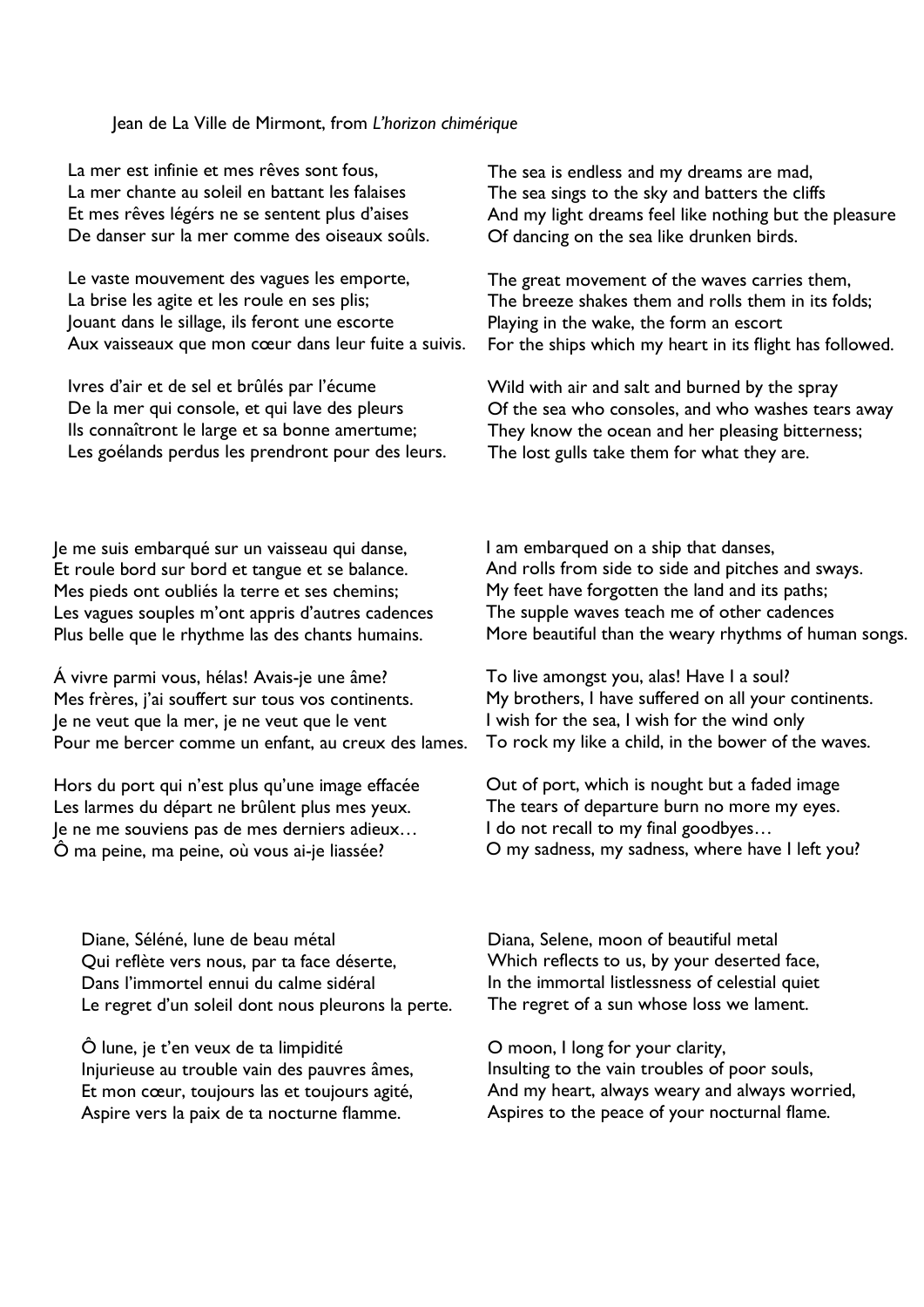Jean de La Ville de Mirmont, from *L'horizon chimérique*

La mer est infinie et mes rêves sont fous,  
La mer chante au soleil en battant les falaises  
Et mes rêves légérs ne se sentent plus d'aises  
De danser sur la mer comme des oiseaux soûls.

Le vaste mouvement des vagues les emporte,  
La brise les agite et les roule en ses plis;  
Jouant dans le sillage, ils feront une escorte  
Aux vaisseaux que mon cœur dans leur fuite a suivis.

Ivres d'air et de sel et brûlés par l'écume  
De la mer qui console, et qui lave des pleurs  
Ils connaîtront le large et sa bonne amertume;  
Les goélands perdus les prendront pour des leurs.

The sea is endless and my dreams are mad,  
The sea sings to the sky and batters the cliffs  
And my light dreams feel like nothing but the pleasure  
Of dancing on the sea like drunken birds.

The great movement of the waves carries them,  
The breeze shakes them and rolls them in its folds;  
Playing in the wake, the form an escort  
For the ships which my heart in its flight has followed.

Wild with air and salt and burned by the spray  
Of the sea who consoles, and who washes tears away  
They know the ocean and her pleasing bitterness;  
The lost gulls take them for what they are.

Je me suis embarqué sur un vaisseau qui danse,  
Et roule bord sur bord et tangue et se balance.  
Mes pieds ont oubliés la terre et ses chemins;  
Les vagues souples m'ont appris d'autres cadences  
Plus belle que le rhythme las des chants humains.

Á vivre parmi vous, hélas! Avais-je une âme?  
Mes frères, j'ai souffert sur tous vos continents.  
Je ne veut que la mer, je ne veut que le vent  
Pour me bercer comme un enfant, au creux des lames.

Hors du port qui n'est plus qu'une image effacée  
Les larmes du départ ne brûlent plus mes yeux.  
Je ne me souviens pas de mes derniers adieux…  
Ô ma peine, ma peine, où vous ai-je liassée?

I am embarqued on a ship that danses,  
And rolls from side to side and pitches and sways.  
My feet have forgotten the land and its paths;  
The supple waves teach me of other cadences  
More beautiful than the weary rhythms of human songs.

To live amongst you, alas! Have I a soul?  
My brothers, I have suffered on all your continents.  
I wish for the sea, I wish for the wind only  
To rock my like a child, in the bower of the waves.

Out of port, which is nought but a faded image  
The tears of departure burn no more my eyes.  
I do not recall to my final goodbyes…  
O my sadness, my sadness, where have I left you?

Diane, Séléné, lune de beau métal  
Qui reflète vers nous, par ta face déserte,  
Dans l'immortel ennui du calme sidéral  
Le regret d'un soleil dont nous pleurons la perte.

Ô lune, je t'en veux de ta limpidité  
Injurieuse au trouble vain des pauvres âmes,  
Et mon cœur, toujours las et toujours agité,  
Aspire vers la paix de ta nocturne flamme.

Diana, Selene, moon of beautiful metal  
Which reflects to us, by your deserted face,  
In the immortal listlessness of celestial quiet  
The regret of a sun whose loss we lament.

O moon, I long for your clarity,  
Insulting to the vain troubles of poor souls,  
And my heart, always weary and always worried,  
Aspires to the peace of your nocturnal flame.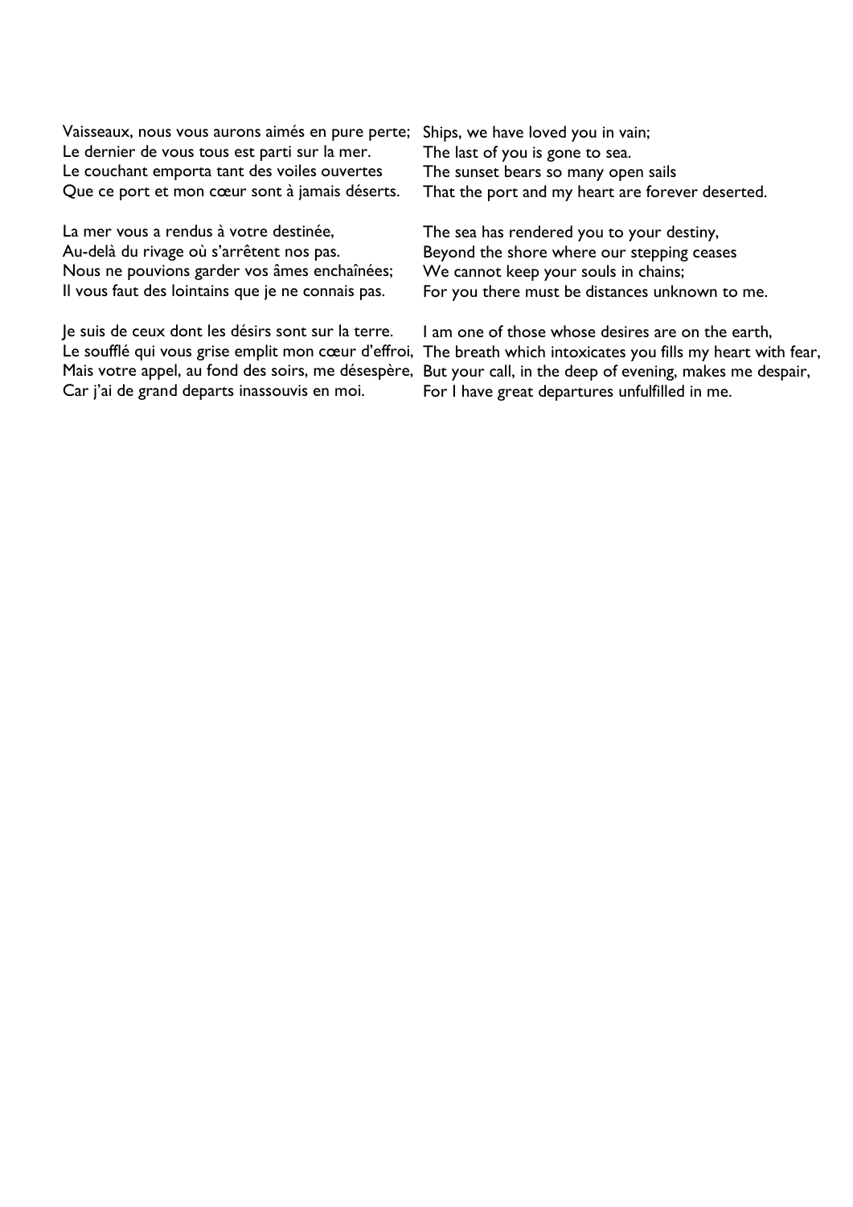Vaisseaux, nous vous aurons aimés en pure perte;
Le dernier de vous tous est parti sur la mer.
Le couchant emporta tant des voiles ouvertes
Que ce port et mon cœur sont à jamais déserts.

La mer vous a rendus à votre destinée,
Au-delà du rivage où s'arrêtent nos pas.
Nous ne pouvions garder vos âmes enchaînées;
Il vous faut des lointains que je ne connais pas.

Je suis de ceux dont les désirs sont sur la terre.
Le soufflé qui vous grise emplit mon cœur d'effroi,
Mais votre appel, au fond des soirs, me désespère,
Car j'ai de grand departs inassouvis en moi.

Ships, we have loved you in vain;
The last of you is gone to sea.
The sunset bears so many open sails
That the port and my heart are forever deserted.

The sea has rendered you to your destiny,
Beyond the shore where our stepping ceases
We cannot keep your souls in chains;
For you there must be distances unknown to me.

I am one of those whose desires are on the earth,
The breath which intoxicates you fills my heart with fear,
But your call, in the deep of evening, makes me despair,
For I have great departures unfulfilled in me.